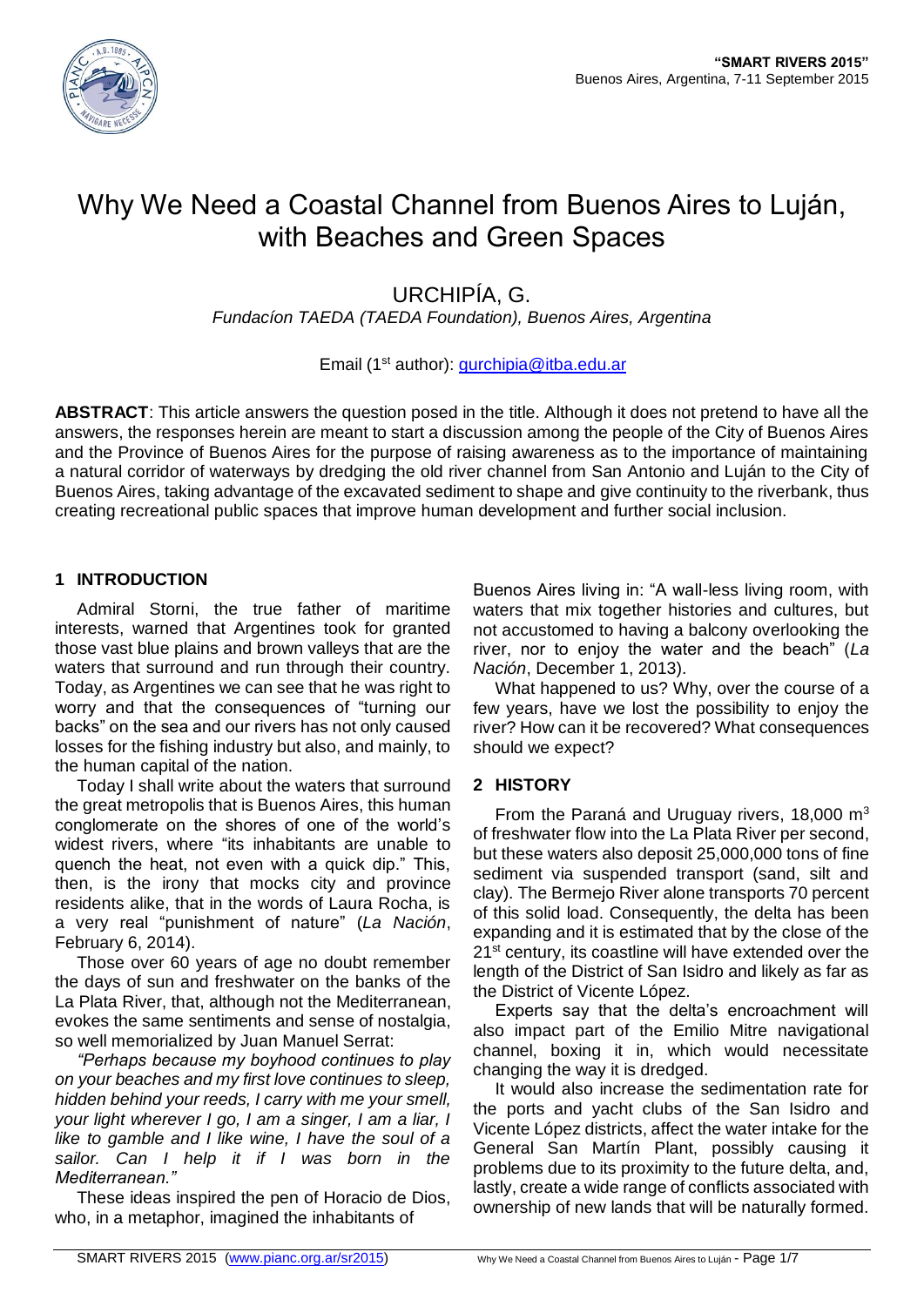# Why We Need a Coastal Channel from Buenos Aires to Luján, with Beaches and Green Spaces

## URCHIPÍA, G.

*Fundacíon TAEDA (TAEDA Foundation), Buenos Aires, Argentina*

Email (1st author): gurchipia@itba.edu.ar

**ABSTRACT**: This article answers the question posed in the title. Although it does not pretend to have all the answers, the responses herein are meant to start a discussion among the people of the City of Buenos Aires and the Province of Buenos Aires for the purpose of raising awareness as to the importance of maintaining a natural corridor of waterways by dredging the old river channel from San Antonio and Luján to the City of Buenos Aires, taking advantage of the excavated sediment to shape and give continuity to the riverbank, thus creating recreational public spaces that improve human development and further social inclusion.

## 1 INTRODUCTION

Admiral Storni, the true father of maritime interests, warned that Argentines took for granted those vast blue plains and brown valleys that are the waters that surround and run through their country. Today, as Argentines we can see that he was right to worry and that the consequences of "turning our backs" on the sea and our rivers has not only caused losses for the fishing industry but also, and mainly, to the human capital of the nation.

Today I shall write about the waters that surround the great metropolis that is Buenos Aires, this human conglomerate on the shores of one of the world's widest rivers, where "its inhabitants are unable to quench the heat, not even with a quick dip." This, then, is the irony that mocks city and province residents alike, that in the words of Laura Rocha, is a very real "punishment of nature" (*La Nación*, February 6, 2014).

Those over 60 years of age no doubt remember the days of sun and freshwater on the banks of the La Plata River, that, although not the Mediterranean, evokes the same sentiments and sense of nostalgia, so well memorialized by Juan Manuel Serrat:

*"Perhaps because my boyhood continues to play on your beaches and my first love continues to sleep, hidden behind your reeds, I carry with me your smell, your light wherever I go, I am a singer, I am a liar, I like to gamble and I like wine, I have the soul of a sailor. Can I help it if I was born in the Mediterranean."*

These ideas inspired the pen of Horacio de Dios, who, in a metaphor, imagined the inhabitants of Buenos Aires living in: "A wall-less living room, with waters that mix together histories and cultures, but not accustomed to having a balcony overlooking the river, nor to enjoy the water and the beach" (*La Nación*, December 1, 2013).

What happened to us? Why, over the course of a few years, have we lost the possibility to enjoy the river? How can it be recovered? What consequences should we expect?

## 2 HISTORY

From the Paraná and Uruguay rivers, 18,000 $m^3$ of freshwater flow into the La Plata River per second, but these waters also deposit 25,000,000 tons of fine sediment via suspended transport (sand, silt and clay). The Bermejo River alone transports 70 percent of this solid load. Consequently, the delta has been expanding and it is estimated that by the close of the 21st century, its coastline will have extended over the length of the District of San Isidro and likely as far as the District of Vicente López.

Experts say that the delta's encroachment will also impact part of the Emilio Mitre navigational channel, boxing it in, which would necessitate changing the way it is dredged.

It would also increase the sedimentation rate for the ports and yacht clubs of the San Isidro and Vicente López districts, affect the water intake for the General San Martín Plant, possibly causing it problems due to its proximity to the future delta, and, lastly, create a wide range of conflicts associated with ownership of new lands that will be naturally formed.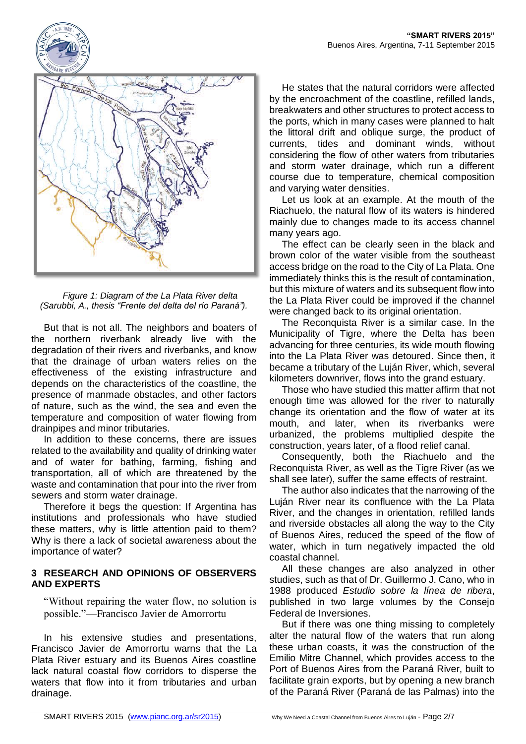*Figure 1: Diagram of the La Plata River delta (Sarubbi, A., thesis "Frente del delta del río Paraná").*

But that is not all. The neighbors and boaters of the northern riverbank already live with the degradation of their rivers and riverbanks, and know that the drainage of urban waters relies on the effectiveness of the existing infrastructure and depends on the characteristics of the coastline, the presence of manmade obstacles, and other factors of nature, such as the wind, the sea and even the temperature and composition of water flowing from drainpipes and minor tributaries.

In addition to these concerns, there are issues related to the availability and quality of drinking water and of water for bathing, farming, fishing and transportation, all of which are threatened by the waste and contamination that pour into the river from sewers and storm water drainage.

Therefore it begs the question: If Argentina has institutions and professionals who have studied these matters, why is little attention paid to them? Why is there a lack of societal awareness about the importance of water?

## 3 RESEARCH AND OPINIONS OF OBSERVERS AND EXPERTS

> "Without repairing the water flow, no solution is possible."—Francisco Javier de Amorrortu

In his extensive studies and presentations, Francisco Javier de Amorrortu warns that the La Plata River estuary and its Buenos Aires coastline lack natural coastal flow corridors to disperse the waters that flow into it from tributaries and urban drainage.

He states that the natural corridors were affected by the encroachment of the coastline, refilled lands, breakwaters and other structures to protect access to the ports, which in many cases were planned to halt the littoral drift and oblique surge, the product of currents, tides and dominant winds, without considering the flow of other waters from tributaries and storm water drainage, which run a different course due to temperature, chemical composition and varying water densities.

Let us look at an example. At the mouth of the Riachuelo, the natural flow of its waters is hindered mainly due to changes made to its access channel many years ago.

The effect can be clearly seen in the black and brown color of the water visible from the southeast access bridge on the road to the City of La Plata. One immediately thinks this is the result of contamination, but this mixture of waters and its subsequent flow into the La Plata River could be improved if the channel were changed back to its original orientation.

The Reconquista River is a similar case. In the Municipality of Tigre, where the Delta has been advancing for three centuries, its wide mouth flowing into the La Plata River was detoured. Since then, it became a tributary of the Luján River, which, several kilometers downriver, flows into the grand estuary.

Those who have studied this matter affirm that not enough time was allowed for the river to naturally change its orientation and the flow of water at its mouth, and later, when its riverbanks were urbanized, the problems multiplied despite the construction, years later, of a flood relief canal.

Consequently, both the Riachuelo and the Reconquista River, as well as the Tigre River (as we shall see later), suffer the same effects of restraint.

The author also indicates that the narrowing of the Luján River near its confluence with the La Plata River, and the changes in orientation, refilled lands and riverside obstacles all along the way to the City of Buenos Aires, reduced the speed of the flow of water, which in turn negatively impacted the old coastal channel.

All these changes are also analyzed in other studies, such as that of Dr. Guillermo J. Cano, who in 1988 produced *Estudio sobre la línea de ribera*, published in two large volumes by the Consejo Federal de Inversiones.

But if there was one thing missing to completely alter the natural flow of the waters that run along these urban coasts, it was the construction of the Emilio Mitre Channel, which provides access to the Port of Buenos Aires from the Paraná River, built to facilitate grain exports, but by opening a new branch of the Paraná River (Paraná de las Palmas) into the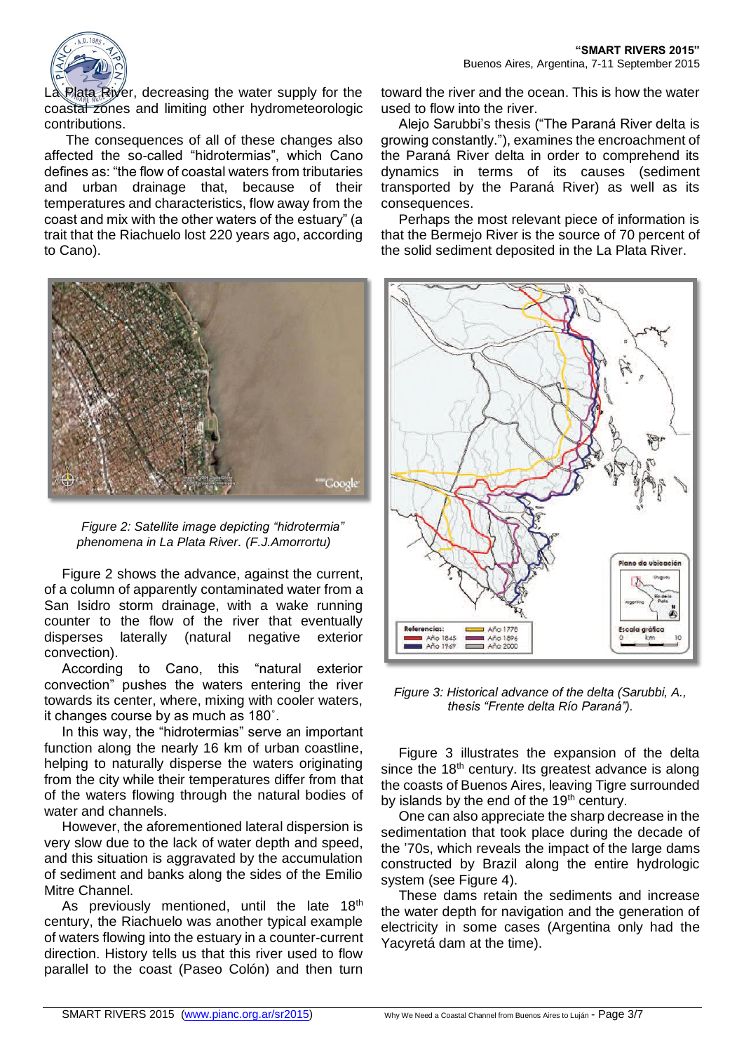La Plata River, decreasing the water supply for the coastal zones and limiting other hydrometeorologic contributions.

The consequences of all of these changes also affected the so-called "hidrotermias", which Cano defines as: "the flow of coastal waters from tributaries and urban drainage that, because of their temperatures and characteristics, flow away from the coast and mix with the other waters of the estuary" (a trait that the Riachuelo lost 220 years ago, according to Cano).

*Figure 2: Satellite image depicting "hidrotermia" phenomena in La Plata River. (F.J.Amorrortu)*

Figure 2 shows the advance, against the current, of a column of apparently contaminated water from a San Isidro storm drainage, with a wake running counter to the flow of the river that eventually disperses laterally (natural negative exterior convection).

According to Cano, this "natural exterior convection" pushes the waters entering the river towards its center, where, mixing with cooler waters, it changes course by as much as 180˚.

In this way, the "hidrotermias" serve an important function along the nearly 16 km of urban coastline, helping to naturally disperse the waters originating from the city while their temperatures differ from that of the waters flowing through the natural bodies of water and channels.

However, the aforementioned lateral dispersion is very slow due to the lack of water depth and speed, and this situation is aggravated by the accumulation of sediment and banks along the sides of the Emilio Mitre Channel.

As previously mentioned, until the late 18th century, the Riachuelo was another typical example of waters flowing into the estuary in a counter-current direction. History tells us that this river used to flow parallel to the coast (Paseo Colón) and then turn toward the river and the ocean. This is how the water used to flow into the river.

Alejo Sarubbi's thesis ("The Paraná River delta is growing constantly."), examines the encroachment of the Paraná River delta in order to comprehend its dynamics in terms of its causes (sediment transported by the Paraná River) as well as its consequences.

Perhaps the most relevant piece of information is that the Bermejo River is the source of 70 percent of the solid sediment deposited in the La Plata River.

*Figure 3: Historical advance of the delta (Sarubbi, A., thesis "Frente delta Río Paraná").*

Figure 3 illustrates the expansion of the delta since the 18th century. Its greatest advance is along the coasts of Buenos Aires, leaving Tigre surrounded by islands by the end of the 19th century.

One can also appreciate the sharp decrease in the sedimentation that took place during the decade of the '70s, which reveals the impact of the large dams constructed by Brazil along the entire hydrologic system (see Figure 4).

These dams retain the sediments and increase the water depth for navigation and the generation of electricity in some cases (Argentina only had the Yacyretá dam at the time).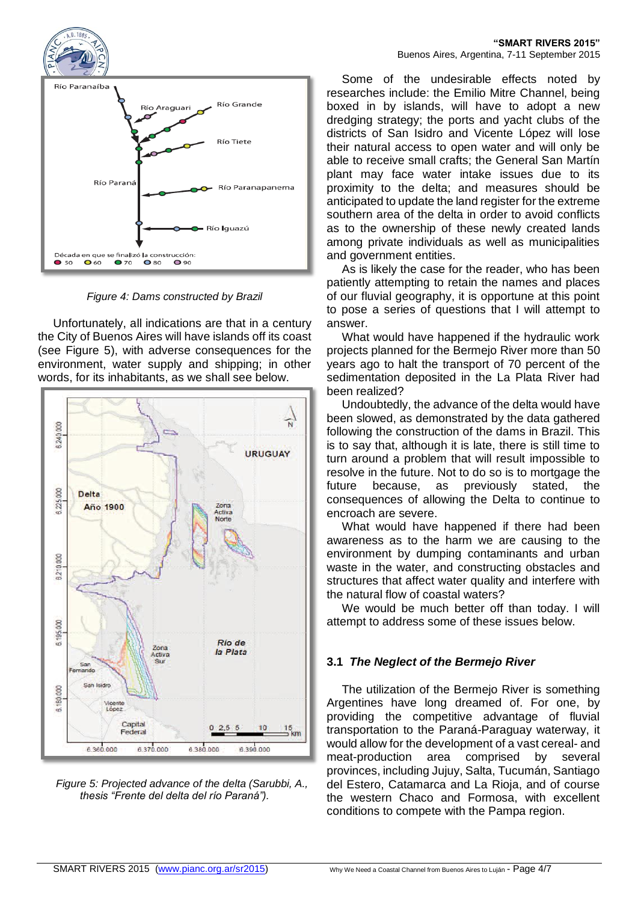*Figure 4: Dams constructed by Brazil*

Unfortunately, all indications are that in a century the City of Buenos Aires will have islands off its coast (see Figure 5), with adverse consequences for the environment, water supply and shipping; in other words, for its inhabitants, as we shall see below.

*Figure 5: Projected advance of the delta (Sarubbi, A., thesis "Frente del delta del río Paraná").*

Some of the undesirable effects noted by researches include: the Emilio Mitre Channel, being boxed in by islands, will have to adopt a new dredging strategy; the ports and yacht clubs of the districts of San Isidro and Vicente López will lose their natural access to open water and will only be able to receive small crafts; the General San Martín plant may face water intake issues due to its proximity to the delta; and measures should be anticipated to update the land register for the extreme southern area of the delta in order to avoid conflicts as to the ownership of these newly created lands among private individuals as well as municipalities and government entities.

As is likely the case for the reader, who has been patiently attempting to retain the names and places of our fluvial geography, it is opportune at this point to pose a series of questions that I will attempt to answer.

What would have happened if the hydraulic work projects planned for the Bermejo River more than 50 years ago to halt the transport of 70 percent of the sedimentation deposited in the La Plata River had been realized?

Undoubtedly, the advance of the delta would have been slowed, as demonstrated by the data gathered following the construction of the dams in Brazil. This is to say that, although it is late, there is still time to turn around a problem that will result impossible to resolve in the future. Not to do so is to mortgage the future because, as previously stated, the consequences of allowing the Delta to continue to encroach are severe.

What would have happened if there had been awareness as to the harm we are causing to the environment by dumping contaminants and urban waste in the water, and constructing obstacles and structures that affect water quality and interfere with the natural flow of coastal waters?

We would be much better off than today. I will attempt to address some of these issues below.

### 3.1 *The Neglect of the Bermejo River*

The utilization of the Bermejo River is something Argentines have long dreamed of. For one, by providing the competitive advantage of fluvial transportation to the Paraná-Paraguay waterway, it would allow for the development of a vast cereal- and meat-production area comprised by several provinces, including Jujuy, Salta, Tucumán, Santiago del Estero, Catamarca and La Rioja, and of course the western Chaco and Formosa, with excellent conditions to compete with the Pampa region.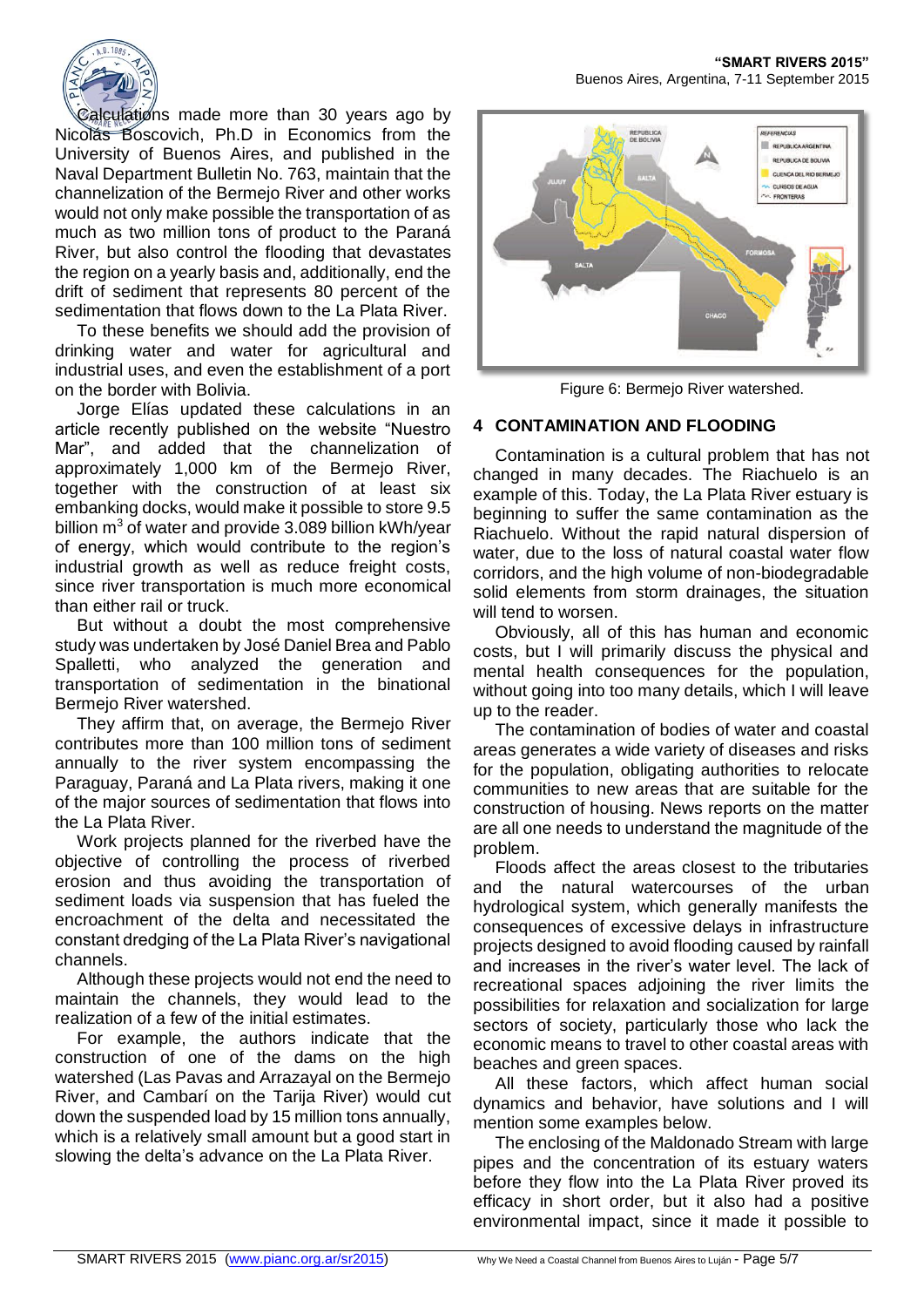Calculations made more than 30 years ago by Nicolás Boscovich, Ph.D in Economics from the University of Buenos Aires, and published in the Naval Department Bulletin No. 763, maintain that the channelization of the Bermejo River and other works would not only make possible the transportation of as much as two million tons of product to the Paraná River, but also control the flooding that devastates the region on a yearly basis and, additionally, end the drift of sediment that represents 80 percent of the sedimentation that flows down to the La Plata River.

To these benefits we should add the provision of drinking water and water for agricultural and industrial uses, and even the establishment of a port on the border with Bolivia.

Jorge Elías updated these calculations in an article recently published on the website "Nuestro Mar", and added that the channelization of approximately 1,000 km of the Bermejo River, together with the construction of at least six embanking docks, would make it possible to store 9.5 billion $m^3$ of water and provide 3.089 billion kWh/year of energy, which would contribute to the region's industrial growth as well as reduce freight costs, since river transportation is much more economical than either rail or truck.

But without a doubt the most comprehensive study was undertaken by José Daniel Brea and Pablo Spalletti, who analyzed the generation and transportation of sedimentation in the binational Bermejo River watershed.

They affirm that, on average, the Bermejo River contributes more than 100 million tons of sediment annually to the river system encompassing the Paraguay, Paraná and La Plata rivers, making it one of the major sources of sedimentation that flows into the La Plata River.

Work projects planned for the riverbed have the objective of controlling the process of riverbed erosion and thus avoiding the transportation of sediment loads via suspension that has fueled the encroachment of the delta and necessitated the constant dredging of the La Plata River's navigational channels.

Although these projects would not end the need to maintain the channels, they would lead to the realization of a few of the initial estimates.

For example, the authors indicate that the construction of one of the dams on the high watershed (Las Pavas and Arrazayal on the Bermejo River, and Cambarí on the Tarija River) would cut down the suspended load by 15 million tons annually, which is a relatively small amount but a good start in slowing the delta's advance on the La Plata River.

Figure 6: Bermejo River watershed.

## 4 CONTAMINATION AND FLOODING

Contamination is a cultural problem that has not changed in many decades. The Riachuelo is an example of this. Today, the La Plata River estuary is beginning to suffer the same contamination as the Riachuelo. Without the rapid natural dispersion of water, due to the loss of natural coastal water flow corridors, and the high volume of non-biodegradable solid elements from storm drainages, the situation will tend to worsen.

Obviously, all of this has human and economic costs, but I will primarily discuss the physical and mental health consequences for the population, without going into too many details, which I will leave up to the reader.

The contamination of bodies of water and coastal areas generates a wide variety of diseases and risks for the population, obligating authorities to relocate communities to new areas that are suitable for the construction of housing. News reports on the matter are all one needs to understand the magnitude of the problem.

Floods affect the areas closest to the tributaries and the natural watercourses of the urban hydrological system, which generally manifests the consequences of excessive delays in infrastructure projects designed to avoid flooding caused by rainfall and increases in the river's water level. The lack of recreational spaces adjoining the river limits the possibilities for relaxation and socialization for large sectors of society, particularly those who lack the economic means to travel to other coastal areas with beaches and green spaces.

All these factors, which affect human social dynamics and behavior, have solutions and I will mention some examples below.

The enclosing of the Maldonado Stream with large pipes and the concentration of its estuary waters before they flow into the La Plata River proved its efficacy in short order, but it also had a positive environmental impact, since it made it possible to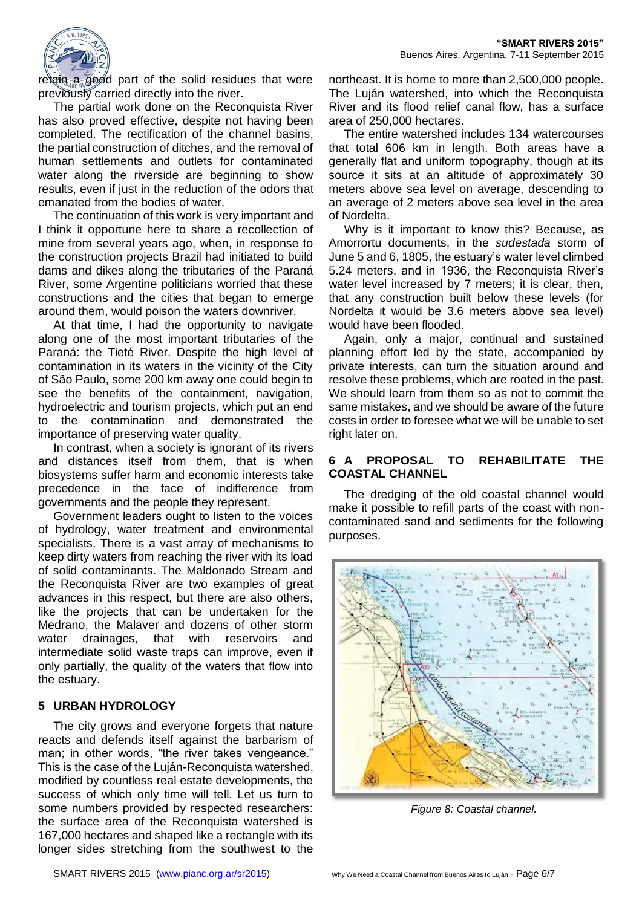retain a good part of the solid residues that were previously carried directly into the river.

The partial work done on the Reconquista River has also proved effective, despite not having been completed. The rectification of the channel basins, the partial construction of ditches, and the removal of human settlements and outlets for contaminated water along the riverside are beginning to show results, even if just in the reduction of the odors that emanated from the bodies of water.

The continuation of this work is very important and I think it opportune here to share a recollection of mine from several years ago, when, in response to the construction projects Brazil had initiated to build dams and dikes along the tributaries of the Paraná River, some Argentine politicians worried that these constructions and the cities that began to emerge around them, would poison the waters downriver.

At that time, I had the opportunity to navigate along one of the most important tributaries of the Paraná: the Tieté River. Despite the high level of contamination in its waters in the vicinity of the City of São Paulo, some 200 km away one could begin to see the benefits of the containment, navigation, hydroelectric and tourism projects, which put an end to the contamination and demonstrated the importance of preserving water quality.

In contrast, when a society is ignorant of its rivers and distances itself from them, that is when biosystems suffer harm and economic interests take precedence in the face of indifference from governments and the people they represent.

Government leaders ought to listen to the voices of hydrology, water treatment and environmental specialists. There is a vast array of mechanisms to keep dirty waters from reaching the river with its load of solid contaminants. The Maldonado Stream and the Reconquista River are two examples of great advances in this respect, but there are also others, like the projects that can be undertaken for the Medrano, the Malaver and dozens of other storm water drainages, that with reservoirs and intermediate solid waste traps can improve, even if only partially, the quality of the waters that flow into the estuary.

## 5 URBAN HYDROLOGY

The city grows and everyone forgets that nature reacts and defends itself against the barbarism of man; in other words, "the river takes vengeance." This is the case of the Luján-Reconquista watershed, modified by countless real estate developments, the success of which only time will tell. Let us turn to some numbers provided by respected researchers: the surface area of the Reconquista watershed is 167,000 hectares and shaped like a rectangle with its longer sides stretching from the southwest to the northeast. It is home to more than 2,500,000 people. The Luján watershed, into which the Reconquista River and its flood relief canal flow, has a surface area of 250,000 hectares.

The entire watershed includes 134 watercourses that total 606 km in length. Both areas have a generally flat and uniform topography, though at its source it sits at an altitude of approximately 30 meters above sea level on average, descending to an average of 2 meters above sea level in the area of Nordelta.

Why is it important to know this? Because, as Amorrortu documents, in the *sudestada* storm of June 5 and 6, 1805, the estuary's water level climbed 5.24 meters, and in 1936, the Reconquista River's water level increased by 7 meters; it is clear, then, that any construction built below these levels (for Nordelta it would be 3.6 meters above sea level) would have been flooded.

Again, only a major, continual and sustained planning effort led by the state, accompanied by private interests, can turn the situation around and resolve these problems, which are rooted in the past. We should learn from them so as not to commit the same mistakes, and we should be aware of the future costs in order to foresee what we will be unable to set right later on.

## 6 A PROPOSAL TO REHABILITATE THE COASTAL CHANNEL

The dredging of the old coastal channel would make it possible to refill parts of the coast with non-contaminated sand and sediments for the following purposes.

*Figure 8: Coastal channel.*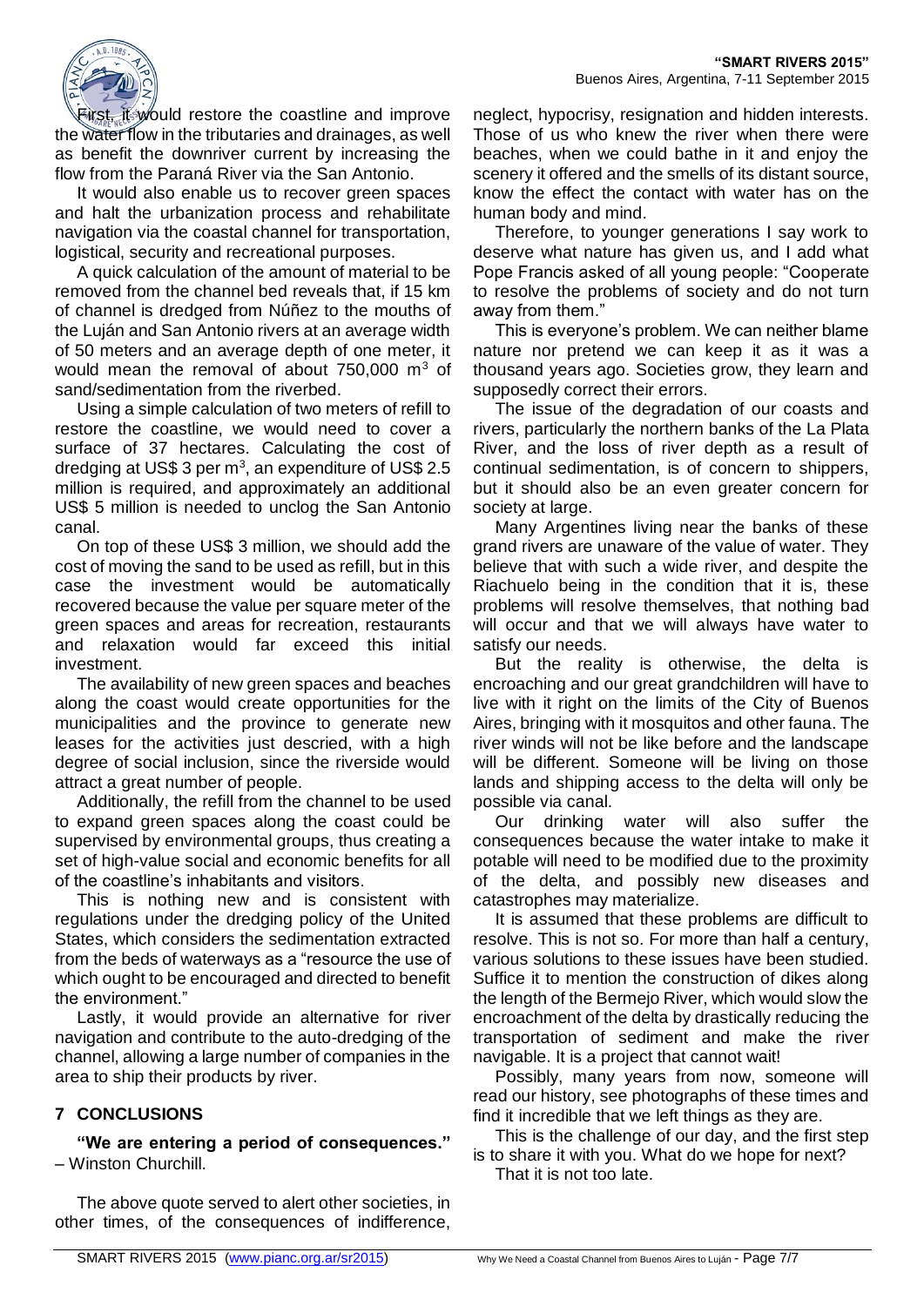First, it would restore the coastline and improve the water flow in the tributaries and drainages, as well as benefit the downriver current by increasing the flow from the Paraná River via the San Antonio.

It would also enable us to recover green spaces and halt the urbanization process and rehabilitate navigation via the coastal channel for transportation, logistical, security and recreational purposes.

A quick calculation of the amount of material to be removed from the channel bed reveals that, if 15 km of channel is dredged from Núñez to the mouths of the Luján and San Antonio rivers at an average width of 50 meters and an average depth of one meter, it would mean the removal of about 750,000 $m^3$ of sand/sedimentation from the riverbed.

Using a simple calculation of two meters of refill to restore the coastline, we would need to cover a surface of 37 hectares. Calculating the cost of dredging at US$ 3 per $m^3$, an expenditure of US$ 2.5 million is required, and approximately an additional US$ 5 million is needed to unclog the San Antonio canal.

On top of these US$ 3 million, we should add the cost of moving the sand to be used as refill, but in this case the investment would be automatically recovered because the value per square meter of the green spaces and areas for recreation, restaurants and relaxation would far exceed this initial investment.

The availability of new green spaces and beaches along the coast would create opportunities for the municipalities and the province to generate new leases for the activities just descried, with a high degree of social inclusion, since the riverside would attract a great number of people.

Additionally, the refill from the channel to be used to expand green spaces along the coast could be supervised by environmental groups, thus creating a set of high-value social and economic benefits for all of the coastline's inhabitants and visitors.

This is nothing new and is consistent with regulations under the dredging policy of the United States, which considers the sedimentation extracted from the beds of waterways as a "resource the use of which ought to be encouraged and directed to benefit the environment."

Lastly, it would provide an alternative for river navigation and contribute to the auto-dredging of the channel, allowing a large number of companies in the area to ship their products by river.

## 7 CONCLUSIONS

**"We are entering a period of consequences."** – Winston Churchill.

The above quote served to alert other societies, in other times, of the consequences of indifference, neglect, hypocrisy, resignation and hidden interests. Those of us who knew the river when there were beaches, when we could bathe in it and enjoy the scenery it offered and the smells of its distant source, know the effect the contact with water has on the human body and mind.

Therefore, to younger generations I say work to deserve what nature has given us, and I add what Pope Francis asked of all young people: "Cooperate to resolve the problems of society and do not turn away from them."

This is everyone's problem. We can neither blame nature nor pretend we can keep it as it was a thousand years ago. Societies grow, they learn and supposedly correct their errors.

The issue of the degradation of our coasts and rivers, particularly the northern banks of the La Plata River, and the loss of river depth as a result of continual sedimentation, is of concern to shippers, but it should also be an even greater concern for society at large.

Many Argentines living near the banks of these grand rivers are unaware of the value of water. They believe that with such a wide river, and despite the Riachuelo being in the condition that it is, these problems will resolve themselves, that nothing bad will occur and that we will always have water to satisfy our needs.

But the reality is otherwise, the delta is encroaching and our great grandchildren will have to live with it right on the limits of the City of Buenos Aires, bringing with it mosquitos and other fauna. The river winds will not be like before and the landscape will be different. Someone will be living on those lands and shipping access to the delta will only be possible via canal.

Our drinking water will also suffer the consequences because the water intake to make it potable will need to be modified due to the proximity of the delta, and possibly new diseases and catastrophes may materialize.

It is assumed that these problems are difficult to resolve. This is not so. For more than half a century, various solutions to these issues have been studied. Suffice it to mention the construction of dikes along the length of the Bermejo River, which would slow the encroachment of the delta by drastically reducing the transportation of sediment and make the river navigable. It is a project that cannot wait!

Possibly, many years from now, someone will read our history, see photographs of these times and find it incredible that we left things as they are.

This is the challenge of our day, and the first step is to share it with you. What do we hope for next?

That it is not too late.